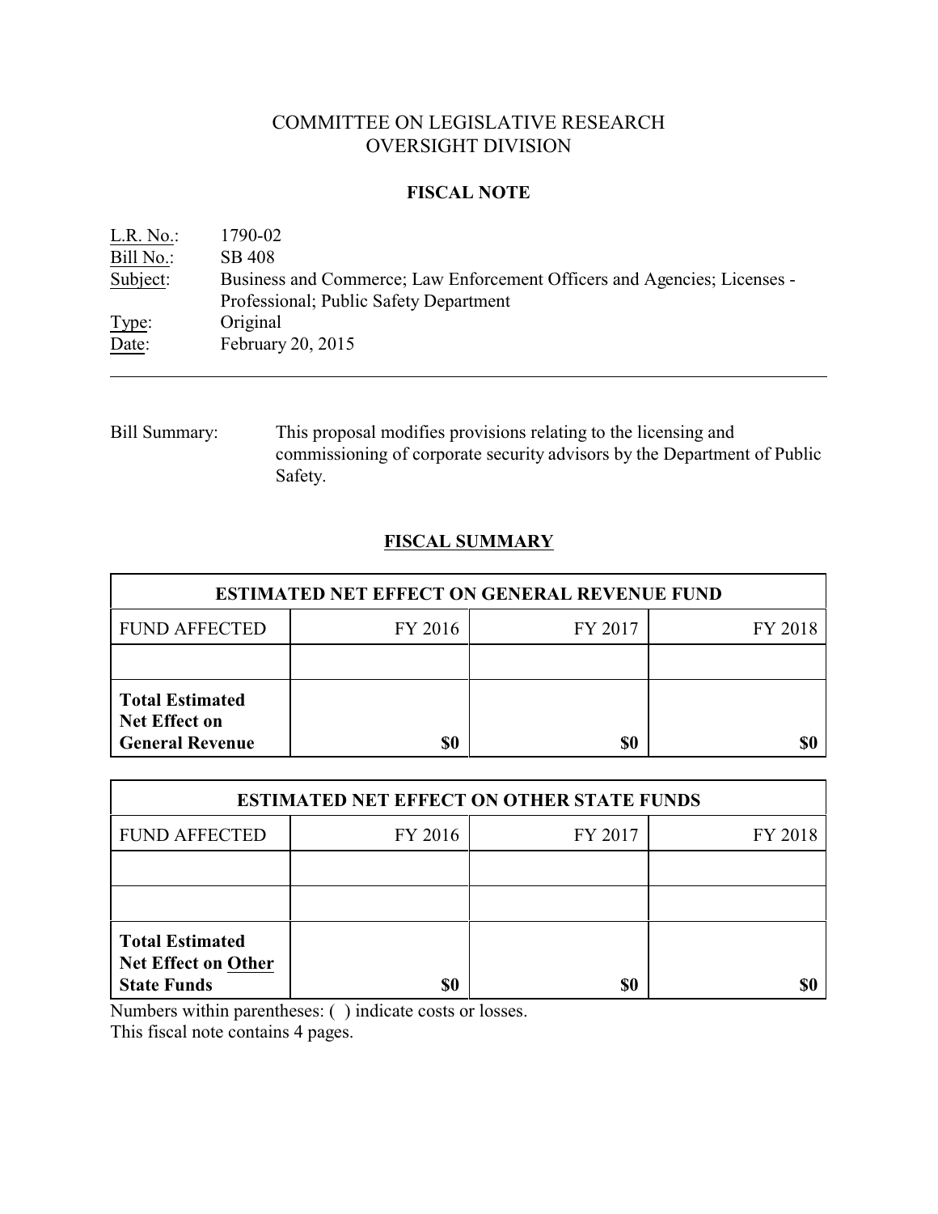# COMMITTEE ON LEGISLATIVE RESEARCH
# OVERSIGHT DIVISION

## FISCAL NOTE

L.R. No.: 1790-02
Bill No.: SB 408
Subject: Business and Commerce; Law Enforcement Officers and Agencies; Licenses - Professional; Public Safety Department
Type: Original
Date: February 20, 2015

---

Bill Summary: This proposal modifies provisions relating to the licensing and commissioning of corporate security advisors by the Department of Public Safety.

## FISCAL SUMMARY

| ESTIMATED NET EFFECT ON GENERAL REVENUE FUND | | | |
|---|---|---|---|
| FUND AFFECTED | FY 2016 | FY 2017 | FY 2018 |
| | | | |
| **Total Estimated Net Effect on General Revenue** | **$0** | **$0** | **$0** |

| ESTIMATED NET EFFECT ON OTHER STATE FUNDS | | | |
|---|---|---|---|
| FUND AFFECTED | FY 2016 | FY 2017 | FY 2018 |
| | | | |
| | | | |
| **Total Estimated Net Effect on Other State Funds** | **$0** | **$0** | **$0** |

Numbers within parentheses: ( ) indicate costs or losses.
This fiscal note contains 4 pages.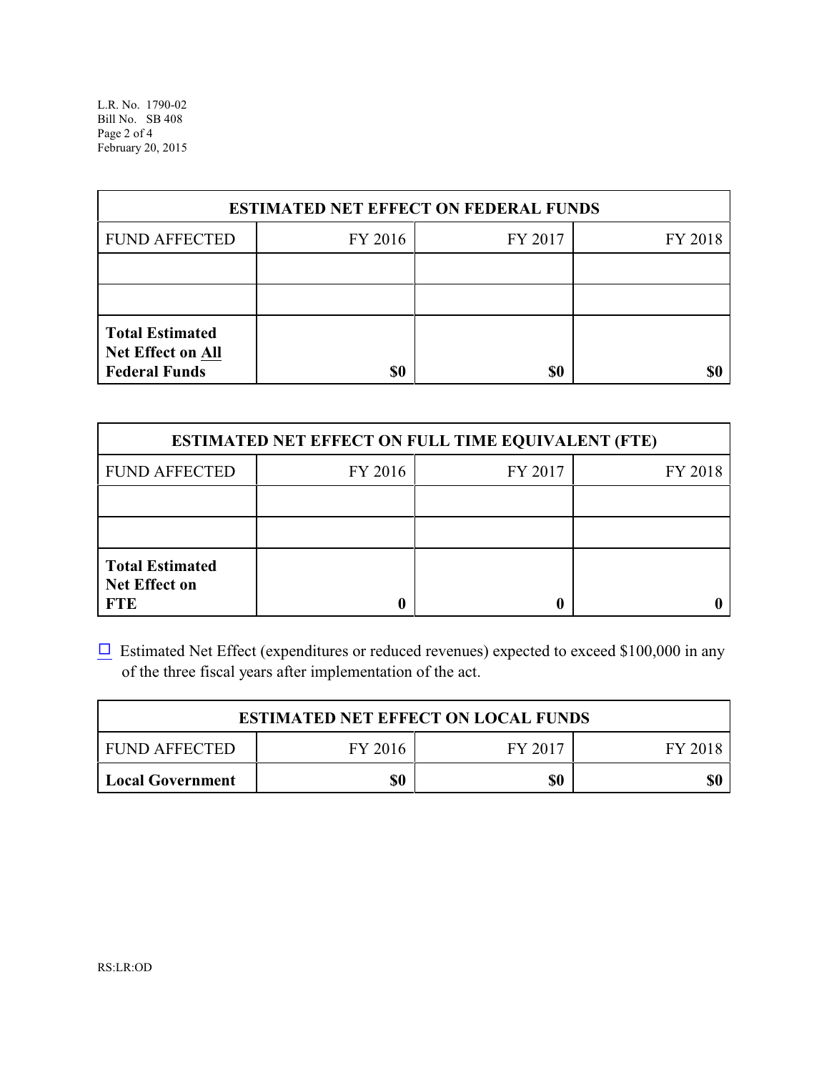| ESTIMATED NET EFFECT ON FEDERAL FUNDS | | | |
|---|---|---|---|
| FUND AFFECTED | FY 2016 | FY 2017 | FY 2018 |
| | | | |
| | | | |
| **Total Estimated Net Effect on All Federal Funds** | **$0** | **$0** | **$0** |

| ESTIMATED NET EFFECT ON FULL TIME EQUIVALENT (FTE) | | | |
|---|---|---|---|
| FUND AFFECTED | FY 2016 | FY 2017 | FY 2018 |
| | | | |
| | | | |
| **Total Estimated Net Effect on FTE** | **0** | **0** | **0** |

☐ Estimated Net Effect (expenditures or reduced revenues) expected to exceed $100,000 in any of the three fiscal years after implementation of the act.

| ESTIMATED NET EFFECT ON LOCAL FUNDS | | | |
|---|---|---|---|
| FUND AFFECTED | FY 2016 | FY 2017 | FY 2018 |
| **Local Government** | **$0** | **$0** | **$0** |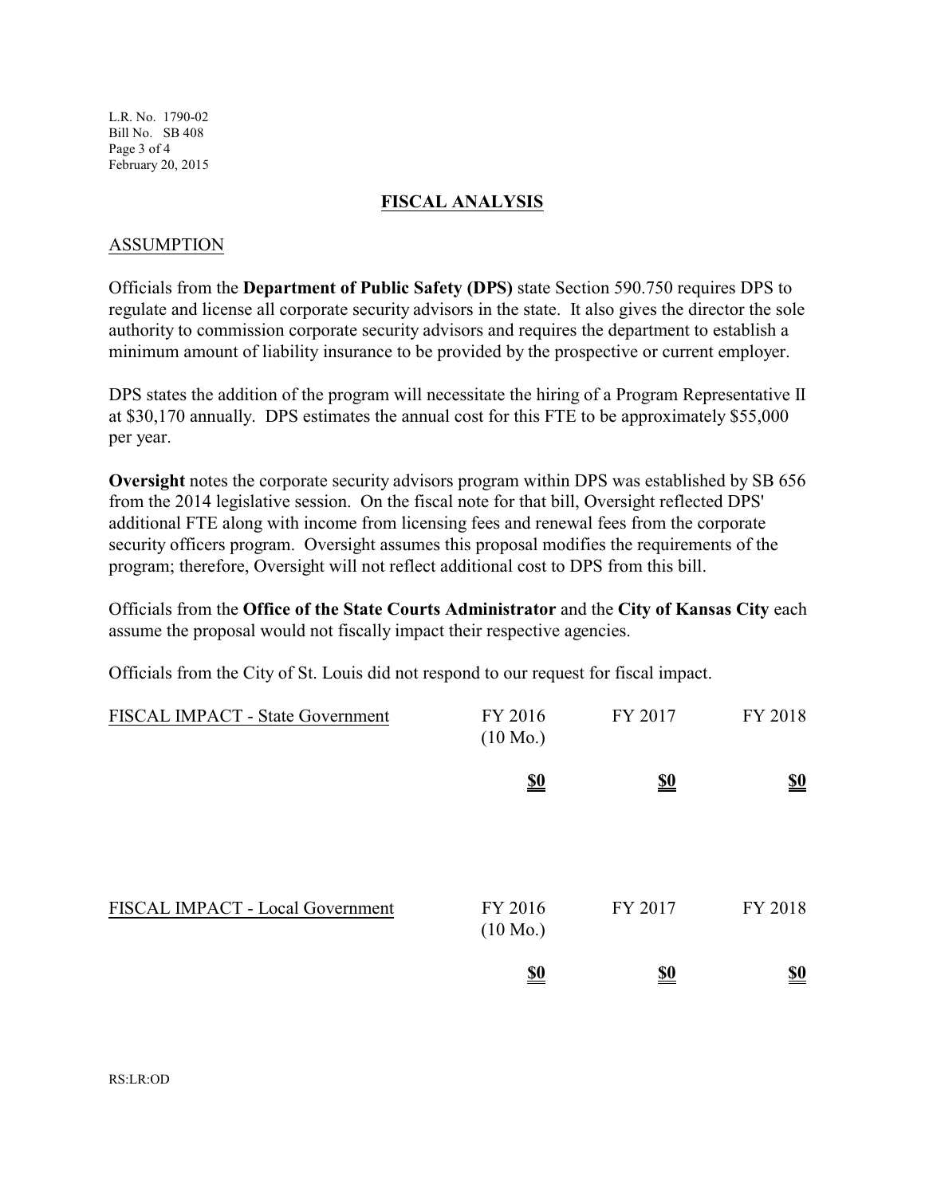## FISCAL ANALYSIS

### ASSUMPTION

Officials from the **Department of Public Safety (DPS)** state Section 590.750 requires DPS to regulate and license all corporate security advisors in the state. It also gives the director the sole authority to commission corporate security advisors and requires the department to establish a minimum amount of liability insurance to be provided by the prospective or current employer.

DPS states the addition of the program will necessitate the hiring of a Program Representative II at $30,170 annually. DPS estimates the annual cost for this FTE to be approximately $55,000 per year.

**Oversight** notes the corporate security advisors program within DPS was established by SB 656 from the 2014 legislative session. On the fiscal note for that bill, Oversight reflected DPS' additional FTE along with income from licensing fees and renewal fees from the corporate security officers program. Oversight assumes this proposal modifies the requirements of the program; therefore, Oversight will not reflect additional cost to DPS from this bill.

Officials from the **Office of the State Courts Administrator** and the **City of Kansas City** each assume the proposal would not fiscally impact their respective agencies.

Officials from the City of St. Louis did not respond to our request for fiscal impact.

| FISCAL IMPACT - State Government | FY 2016 (10 Mo.) | FY 2017 | FY 2018 |
|---|---|---|---|
| | **$0** | **$0** | **$0** |

| FISCAL IMPACT - Local Government | FY 2016 (10 Mo.) | FY 2017 | FY 2018 |
|---|---|---|---|
| | **$0** | **$0** | **$0** |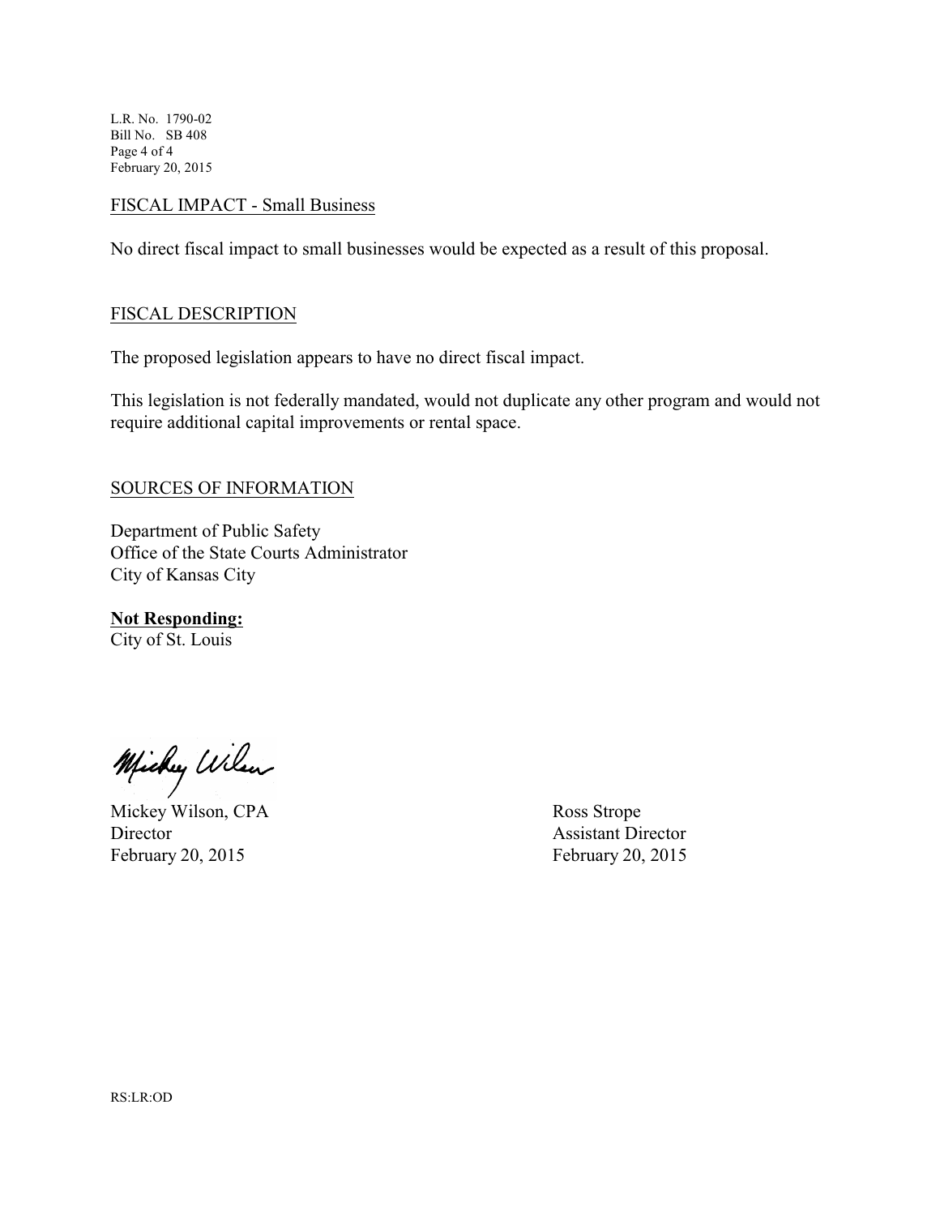FISCAL IMPACT - Small Business

No direct fiscal impact to small businesses would be expected as a result of this proposal.

FISCAL DESCRIPTION

The proposed legislation appears to have no direct fiscal impact.

This legislation is not federally mandated, would not duplicate any other program and would not require additional capital improvements or rental space.

SOURCES OF INFORMATION

Department of Public Safety
Office of the State Courts Administrator
City of Kansas City

**Not Responding:**
City of St. Louis

Mickey Wilson, CPA
Director
February 20, 2015

Ross Strope
Assistant Director
February 20, 2015

RS:LR:OD